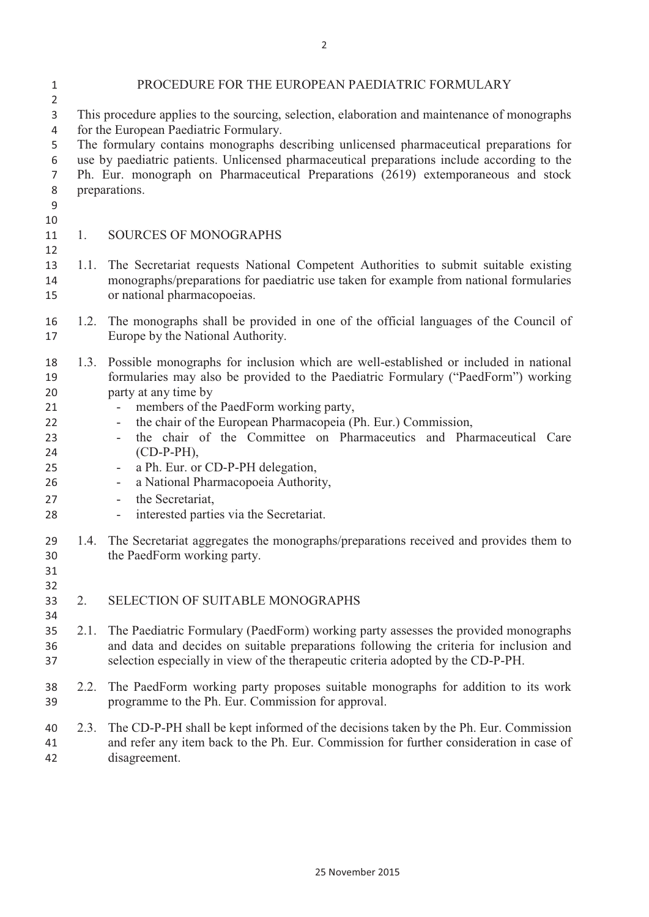# PROCEDURE FOR THE EUROPEAN PAEDIATRIC FORMULARY

This procedure applies to the sourcing, selection, elaboration and maintenance of monographs for the European Paediatric Formulary.
The formulary contains monographs describing unlicensed pharmaceutical preparations for use by paediatric patients. Unlicensed pharmaceutical preparations include according to the Ph. Eur. monograph on Pharmaceutical Preparations (2619) extemporaneous and stock preparations.

## 1. SOURCES OF MONOGRAPHS

1.1. The Secretariat requests National Competent Authorities to submit suitable existing monographs/preparations for paediatric use taken for example from national formularies or national pharmacopoeias.

1.2. The monographs shall be provided in one of the official languages of the Council of Europe by the National Authority.

1.3. Possible monographs for inclusion which are well-established or included in national formularies may also be provided to the Paediatric Formulary ("PaedForm") working party at any time by
- members of the PaedForm working party,
- the chair of the European Pharmacopeia (Ph. Eur.) Commission,
- the chair of the Committee on Pharmaceutics and Pharmaceutical Care (CD-P-PH),
- a Ph. Eur. or CD-P-PH delegation,
- a National Pharmacopoeia Authority,
- the Secretariat,
- interested parties via the Secretariat.

1.4. The Secretariat aggregates the monographs/preparations received and provides them to the PaedForm working party.

## 2. SELECTION OF SUITABLE MONOGRAPHS

2.1. The Paediatric Formulary (PaedForm) working party assesses the provided monographs and data and decides on suitable preparations following the criteria for inclusion and selection especially in view of the therapeutic criteria adopted by the CD-P-PH.

2.2. The PaedForm working party proposes suitable monographs for addition to its work programme to the Ph. Eur. Commission for approval.

2.3. The CD-P-PH shall be kept informed of the decisions taken by the Ph. Eur. Commission and refer any item back to the Ph. Eur. Commission for further consideration in case of disagreement.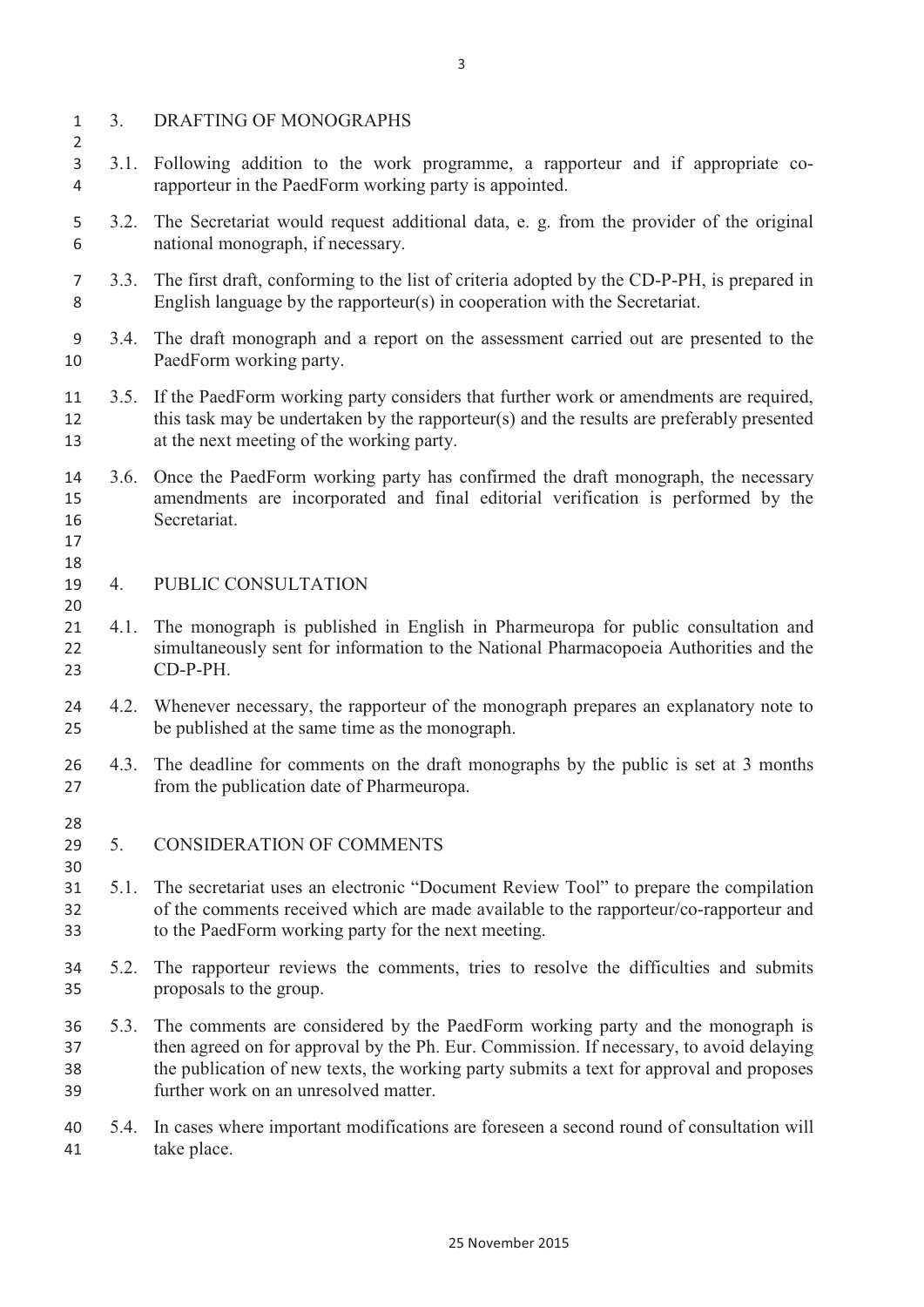## 3. DRAFTING OF MONOGRAPHS

3.1. Following addition to the work programme, a rapporteur and if appropriate co-rapporteur in the PaedForm working party is appointed.

3.2. The Secretariat would request additional data, e. g. from the provider of the original national monograph, if necessary.

3.3. The first draft, conforming to the list of criteria adopted by the CD-P-PH, is prepared in English language by the rapporteur(s) in cooperation with the Secretariat.

3.4. The draft monograph and a report on the assessment carried out are presented to the PaedForm working party.

3.5. If the PaedForm working party considers that further work or amendments are required, this task may be undertaken by the rapporteur(s) and the results are preferably presented at the next meeting of the working party.

3.6. Once the PaedForm working party has confirmed the draft monograph, the necessary amendments are incorporated and final editorial verification is performed by the Secretariat.

## 4. PUBLIC CONSULTATION

4.1. The monograph is published in English in Pharmeuropa for public consultation and simultaneously sent for information to the National Pharmacopoeia Authorities and the CD-P-PH.

4.2. Whenever necessary, the rapporteur of the monograph prepares an explanatory note to be published at the same time as the monograph.

4.3. The deadline for comments on the draft monographs by the public is set at 3 months from the publication date of Pharmeuropa.

## 5. CONSIDERATION OF COMMENTS

5.1. The secretariat uses an electronic “Document Review Tool” to prepare the compilation of the comments received which are made available to the rapporteur/co-rapporteur and to the PaedForm working party for the next meeting.

5.2. The rapporteur reviews the comments, tries to resolve the difficulties and submits proposals to the group.

5.3. The comments are considered by the PaedForm working party and the monograph is then agreed on for approval by the Ph. Eur. Commission. If necessary, to avoid delaying the publication of new texts, the working party submits a text for approval and proposes further work on an unresolved matter.

5.4. In cases where important modifications are foreseen a second round of consultation will take place.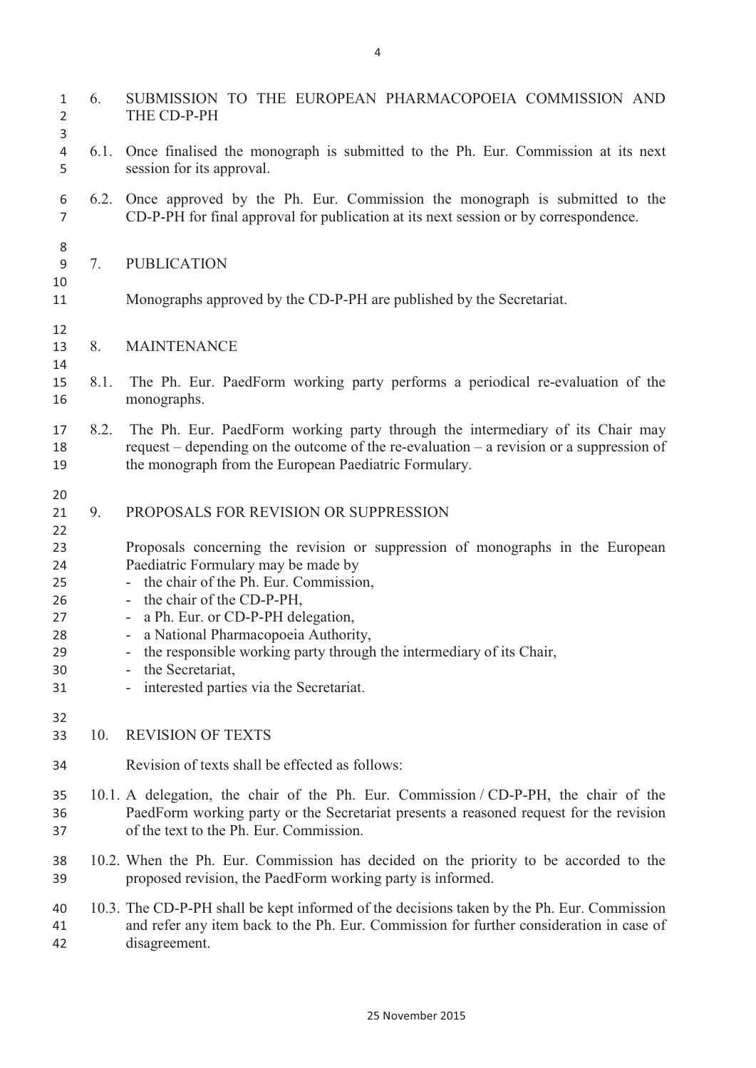## 6. SUBMISSION TO THE EUROPEAN PHARMACOPOEIA COMMISSION AND THE CD-P-PH

6.1. Once finalised the monograph is submitted to the Ph. Eur. Commission at its next session for its approval.

6.2. Once approved by the Ph. Eur. Commission the monograph is submitted to the CD-P-PH for final approval for publication at its next session or by correspondence.

## 7. PUBLICATION

Monographs approved by the CD-P-PH are published by the Secretariat.

## 8. MAINTENANCE

8.1. The Ph. Eur. PaedForm working party performs a periodical re-evaluation of the monographs.

8.2. The Ph. Eur. PaedForm working party through the intermediary of its Chair may request – depending on the outcome of the re-evaluation – a revision or a suppression of the monograph from the European Paediatric Formulary.

## 9. PROPOSALS FOR REVISION OR SUPPRESSION

Proposals concerning the revision or suppression of monographs in the European Paediatric Formulary may be made by

- the chair of the Ph. Eur. Commission,
- the chair of the CD-P-PH,
- a Ph. Eur. or CD-P-PH delegation,
- a National Pharmacopoeia Authority,
- the responsible working party through the intermediary of its Chair,
- the Secretariat,
- interested parties via the Secretariat.

## 10. REVISION OF TEXTS

Revision of texts shall be effected as follows:

10.1. A delegation, the chair of the Ph. Eur. Commission / CD-P-PH, the chair of the PaedForm working party or the Secretariat presents a reasoned request for the revision of the text to the Ph. Eur. Commission.

10.2. When the Ph. Eur. Commission has decided on the priority to be accorded to the proposed revision, the PaedForm working party is informed.

10.3. The CD-P-PH shall be kept informed of the decisions taken by the Ph. Eur. Commission and refer any item back to the Ph. Eur. Commission for further consideration in case of disagreement.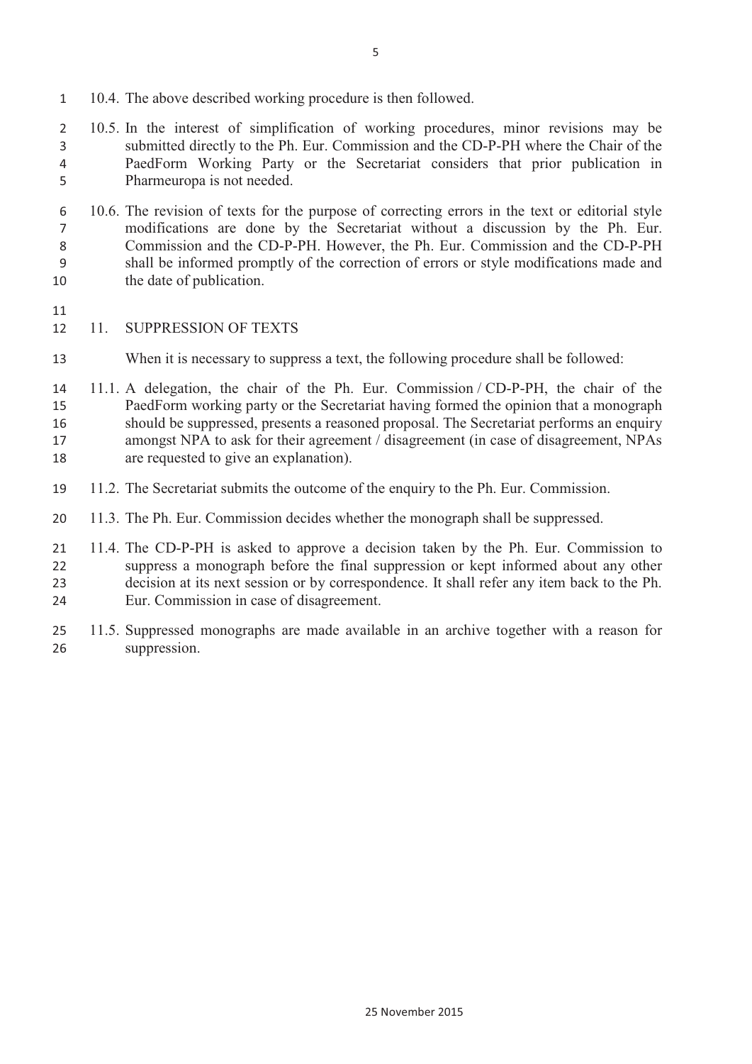10.4. The above described working procedure is then followed.

10.5. In the interest of simplification of working procedures, minor revisions may be submitted directly to the Ph. Eur. Commission and the CD-P-PH where the Chair of the PaedForm Working Party or the Secretariat considers that prior publication in Pharmeuropa is not needed.

10.6. The revision of texts for the purpose of correcting errors in the text or editorial style modifications are done by the Secretariat without a discussion by the Ph. Eur. Commission and the CD-P-PH. However, the Ph. Eur. Commission and the CD-P-PH shall be informed promptly of the correction of errors or style modifications made and the date of publication.

## 11. SUPPRESSION OF TEXTS

When it is necessary to suppress a text, the following procedure shall be followed:

11.1. A delegation, the chair of the Ph. Eur. Commission / CD-P-PH, the chair of the PaedForm working party or the Secretariat having formed the opinion that a monograph should be suppressed, presents a reasoned proposal. The Secretariat performs an enquiry amongst NPA to ask for their agreement / disagreement (in case of disagreement, NPAs are requested to give an explanation).

11.2. The Secretariat submits the outcome of the enquiry to the Ph. Eur. Commission.

11.3. The Ph. Eur. Commission decides whether the monograph shall be suppressed.

11.4. The CD-P-PH is asked to approve a decision taken by the Ph. Eur. Commission to suppress a monograph before the final suppression or kept informed about any other decision at its next session or by correspondence. It shall refer any item back to the Ph. Eur. Commission in case of disagreement.

11.5. Suppressed monographs are made available in an archive together with a reason for suppression.